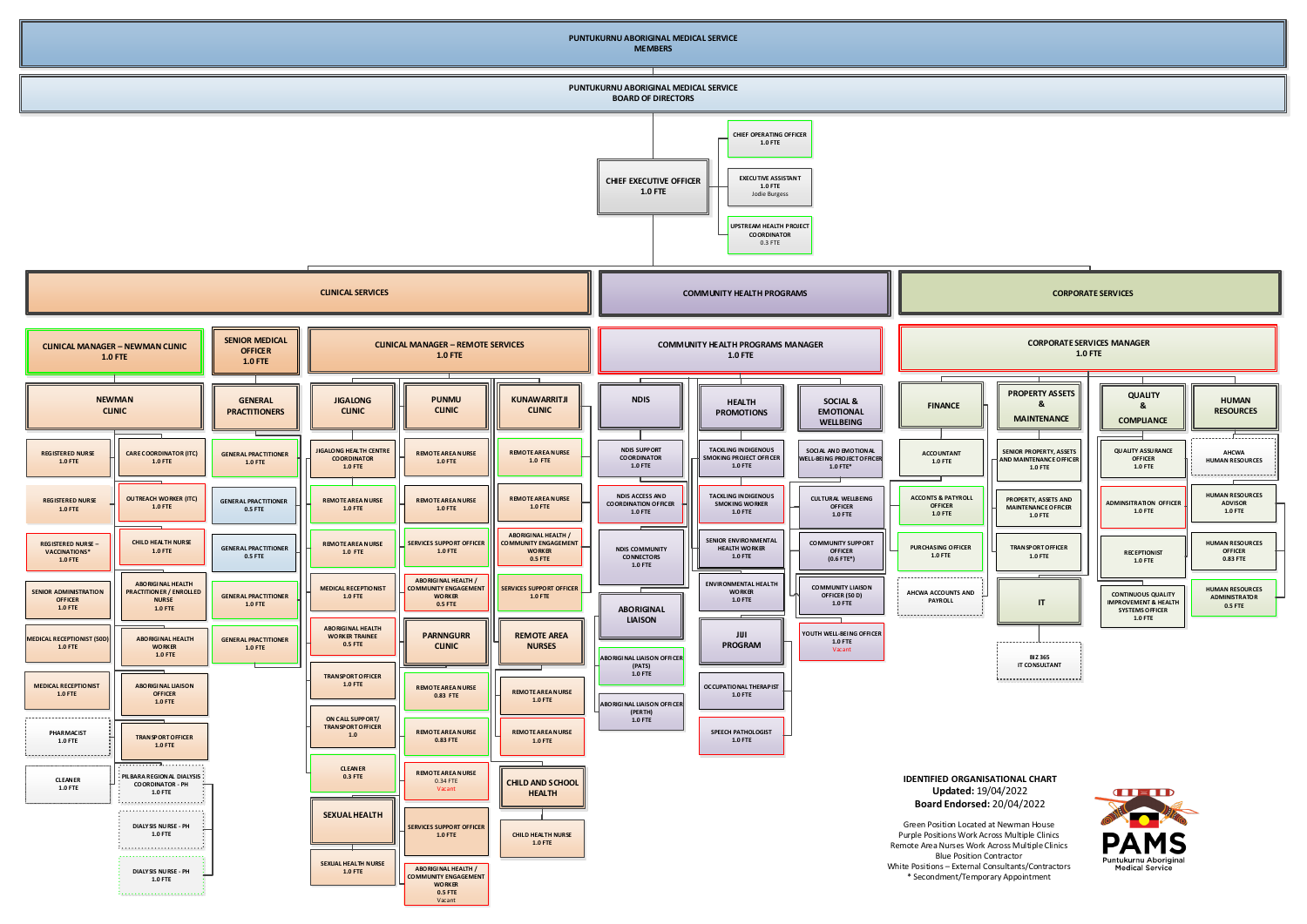# PUNTUKURNU ABORIGINAL MEDICAL SERVICE MEMBERS

## PUNTUKURNU ABORIGINAL MEDICAL SERVICE BOARD OF DIRECTORS

### CHIEF EXECUTIVE OFFICER 1.0 FTE

- CHIEF OPERATING OFFICER 1.0 FTE
- EXECUTIVE ASSISTANT 1.0 FTE Jodie Burgess
- UPSTREAM HEALTH PROJECT COORDINATOR 0.3 FTE

## CLINICAL SERVICES

### CLINICAL MANAGER – NEWMAN CLINIC 1.0 FTE

**NEWMAN CLINIC**

- REGISTERED NURSE 1.0 FTE
- REGISTERED NURSE 1.0 FTE
- REGISTERED NURSE – VACCINATIONS* 1.0 FTE
- SENIOR ADMINISTRATION OFFICER 1.0 FTE
- MEDICAL RECEPTIONIST (SOD) 1.0 FTE
- MEDICAL RECEPTIONIST 1.0 FTE
- PHARMACIST 1.0 FTE
- CLEANER 1.0 FTE
- CARE COORDINATOR (ITC) 1.0 FTE
- OUTREACH WORKER (ITC) 1.0 FTE
- CHILD HEALTH NURSE 1.0 FTE
- ABORIGINAL HEALTH PRACTITIONER / ENROLLED NURSE 1.0 FTE
- ABORIGINAL HEALTH WORKER 1.0 FTE
- ABORIGINAL LIAISON OFFICER 1.0 FTE
- TRANSPORT OFFICER 1.0 FTE
- PILBARA REGIONAL DIALYSIS COORDINATOR - PH 1.0 FTE
- DIALYSIS NURSE - PH 1.0 FTE
- DIALYSIS NURSE - PH 1.0 FTE

### SENIOR MEDICAL OFFICER 1.0 FTE

**GENERAL PRACTITIONERS**

- GENERAL PRACTITIONER 1.0 FTE
- GENERAL PRACTITIONER 0.5 FTE
- GENERAL PRACTITIONER 0.5 FTE
- GENERAL PRACTITIONER 1.0 FTE
- GENERAL PRACTITIONER 1.0 FTE

### CLINICAL MANAGER – REMOTE SERVICES 1.0 FTE

**JIGALONG CLINIC**

- JIGALONG HEALTH CENTRE COORDINATOR 1.0 FTE
- REMOTE AREA NURSE 1.0 FTE
- REMOTE AREA NURSE 1.0 FTE
- MEDICAL RECEPTIONIST 1.0 FTE
- ABORIGINAL HEALTH WORKER TRAINEE 0.5 FTE
- TRANSPORT OFFICER 1.0 FTE
- ON CALL SUPPORT/ TRANSPORT OFFICER 1.0
- CLEANER 0.3 FTE

**SEXUAL HEALTH**

- SEXUAL HEALTH NURSE 1.0 FTE

**PUNMU CLINIC**

- REMOTE AREA NURSE 1.0 FTE
- REMOTE AREA NURSE 1.0 FTE
- SERVICES SUPPORT OFFICER 1.0 FTE
- ABORIGINAL HEALTH / COMMUNITY ENGAGEMENT WORKER 0.5 FTE

**PARNNGURR CLINIC**

- REMOTE AREA NURSE 0.83 FTE
- REMOTE AREA NURSE 0.83 FTE
- REMOTE AREA NURSE 0.34 FTE Vacant
- SERVICES SUPPORT OFFICER 1.0 FTE
- ABORIGINAL HEALTH / COMMUNITY ENGAGEMENT WORKER 0.5 FTE Vacant

**KUNAWARRITJI CLINIC**

- REMOTE AREA NURSE 1.0 FTE
- REMOTE AREA NURSE 1.0 FTE
- ABORIGINAL HEALTH / COMMUNITY ENGAGEMENT WORKER 0.5 FTE
- SERVICES SUPPORT OFFICER 1.0 FTE

**REMOTE AREA NURSES**

- REMOTE AREA NURSE 1.0 FTE
- REMOTE AREA NURSE 1.0 FTE

**CHILD AND SCHOOL HEALTH**

- CHILD HEALTH NURSE 1.0 FTE

## COMMUNITY HEALTH PROGRAMS

### COMMUNITY HEALTH PROGRAMS MANAGER 1.0 FTE

**NDIS**

- NDIS SUPPORT COORDINATOR 1.0 FTE
- NDIS ACCESS AND COORDINATION OFFICER 1.0 FTE
- NDIS COMMUNITY CONNECTORS 1.0 FTE

**ABORIGINAL LIAISON**

- ABORIGINAL LIAISON OFFICER (PATS) 1.0 FTE
- ABORIGINAL LIAISON OFFICER (PERTH) 1.0 FTE

**HEALTH PROMOTIONS**

- TACKLING INDIGENOUS SMOKING PROJECT OFFICER 1.0 FTE
- TACKLING INDIGENOUS SMOKING WORKER 1.0 FTE
- SENIOR ENVIRONMENTAL HEALTH WORKER 1.0 FTE
- ENVIRONMENTAL HEALTH WORKER 1.0 FTE

**JUI PROGRAM**

- OCCUPATIONAL THERAPIST 1.0 FTE
- SPEECH PATHOLOGIST 1.0 FTE

**SOCIAL & EMOTIONAL WELLBEING**

- SOCIAL AND EMOTIONAL WELL-BEING PROJECT OFFICER 1.0 FTE*
- CULTURAL WELLBEING OFFICER 1.0 FTE
- COMMUNITY SUPPORT OFFICER (0.6 FTE*)
- COMMUNITY LIAISON OFFICER (SOD) 1.0 FTE
- YOUTH WELL-BEING OFFICER 1.0 FTE Vacant

## CORPORATE SERVICES

### CORPORATE SERVICES MANAGER 1.0 FTE

**FINANCE**

- ACCOUNTANT 1.0 FTE
- ACCONTS & PAYROLL OFFICER 1.0 FTE
- PURCHASING OFFICER 1.0 FTE
- AHCWA ACCOUNTS AND PAYROLL

**PROPERTY ASSETS & MAINTENANCE**

- SENIOR PROPERTY, ASSETS AND MAINTENANCE OFFICER 1.0 FTE
- PROPERTY, ASSETS AND MAINTENANCE OFFICER 1.0 FTE
- TRANSPORT OFFICER 1.0 FTE

**IT**

- BIZ 365 IT CONSULTANT

**QUALITY & COMPLIANCE**

- QUALITY ASSURANCE OFFICER 1.0 FTE
- ADMINISTRATION OFFICER 1.0 FTE
- RECEPTIONIST 1.0 FTE
- CONTINUOUS QUALITY IMPROVEMENT & HEALTH SYSTEMS OFFICER 1.0 FTE

**HUMAN RESOURCES**

- AHCWA HUMAN RESOURCES
- HUMAN RESOURCES ADVISOR 1.0 FTE
- HUMAN RESOURCES OFFICER 0.83 FTE
- HUMAN RESOURCES ADMINISTRATOR 0.5 FTE

---

**IDENTIFIED ORGANISATIONAL CHART**
**Updated:** 19/04/2022
**Board Endorsed:** 20/04/2022

Green Position Located at Newman House
Purple Positions Work Across Multiple Clinics
Remote Area Nurses Work Across Multiple Clinics
Blue Position Contractor
White Positions – External Consultants/Contractors
\* Secondment/Temporary Appointment

PAMS
Puntukurnu Aboriginal Medical Service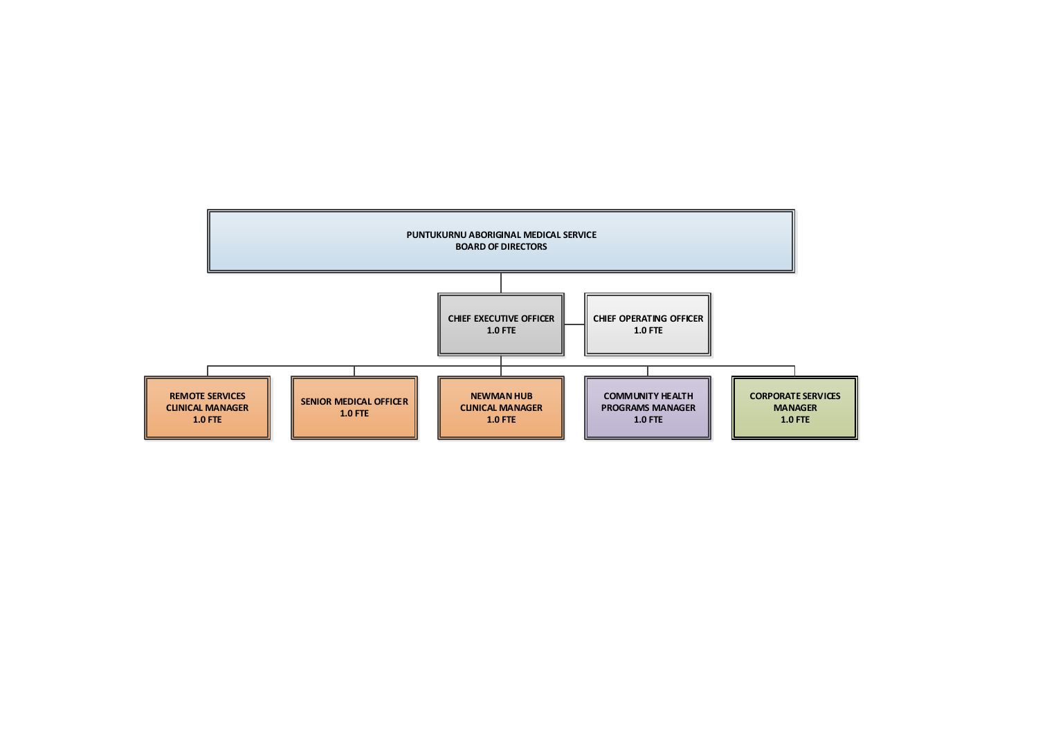PUNTUKURNU ABORIGINAL MEDICAL SERVICE
BOARD OF DIRECTORS

CHIEF EXECUTIVE OFFICER
1.0 FTE

CHIEF OPERATING OFFICER
1.0 FTE

REMOTE SERVICES
CLINICAL MANAGER
1.0 FTE

SENIOR MEDICAL OFFICER
1.0 FTE

NEWMAN HUB
CLINICAL MANAGER
1.0 FTE

COMMUNITY HEALTH
PROGRAMS MANAGER
1.0 FTE

CORPORATE SERVICES
MANAGER
1.0 FTE